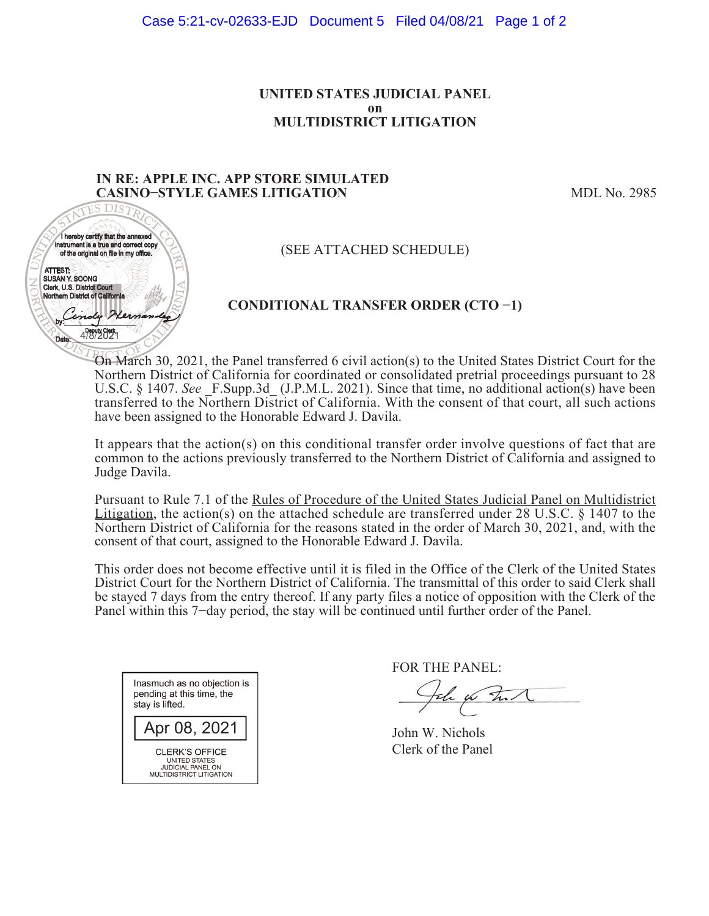# UNITED STATES JUDICIAL PANEL on MULTIDISTRICT LITIGATION

**IN RE: APPLE INC. APP STORE SIMULATED CASINO−STYLE GAMES LITIGATION** MDL No. 2985

I hereby certify that the annexed instrument is a true and correct copy of the original on file in my office.

ATTEST:
SUSAN Y. SOONG
Clerk, U.S. District Court
Northern District of California

by: Cindy Hernandez
Deputy Clerk
Date: 4/8/2021

(SEE ATTACHED SCHEDULE)

## CONDITIONAL TRANSFER ORDER (CTO −1)

On March 30, 2021, the Panel transferred 6 civil action(s) to the United States District Court for the Northern District of California for coordinated or consolidated pretrial proceedings pursuant to 28 U.S.C. § 1407. *See* _F.Supp.3d_ (J.P.M.L. 2021). Since that time, no additional action(s) have been transferred to the Northern District of California. With the consent of that court, all such actions have been assigned to the Honorable Edward J. Davila.

It appears that the action(s) on this conditional transfer order involve questions of fact that are common to the actions previously transferred to the Northern District of California and assigned to Judge Davila.

Pursuant to Rule 7.1 of the Rules of Procedure of the United States Judicial Panel on Multidistrict Litigation, the action(s) on the attached schedule are transferred under 28 U.S.C. § 1407 to the Northern District of California for the reasons stated in the order of March 30, 2021, and, with the consent of that court, assigned to the Honorable Edward J. Davila.

This order does not become effective until it is filed in the Office of the Clerk of the United States District Court for the Northern District of California. The transmittal of this order to said Clerk shall be stayed 7 days from the entry thereof. If any party files a notice of opposition with the Clerk of the Panel within this 7−day period, the stay will be continued until further order of the Panel.

Inasmuch as no objection is pending at this time, the stay is lifted.

Apr 08, 2021

CLERK'S OFFICE
UNITED STATES
JUDICIAL PANEL ON
MULTIDISTRICT LITIGATION

FOR THE PANEL:

John W. Nichols
Clerk of the Panel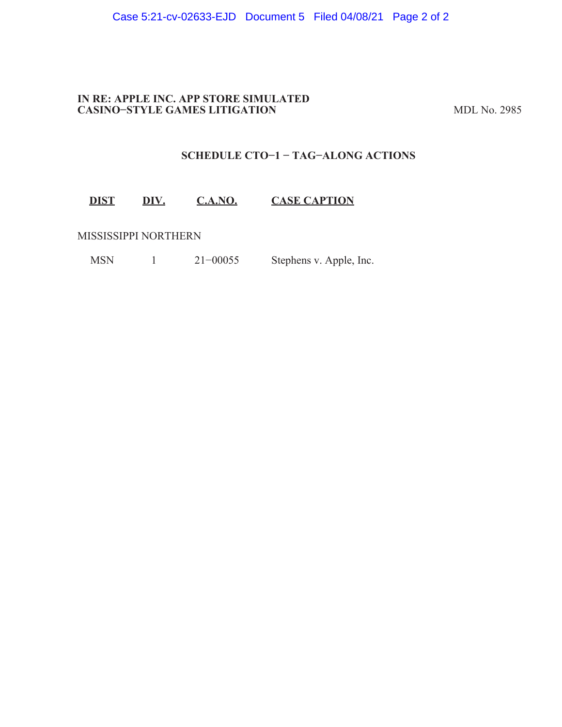**IN RE: APPLE INC. APP STORE SIMULATED CASINO−STYLE GAMES LITIGATION** MDL No. 2985

## SCHEDULE CTO−1 − TAG−ALONG ACTIONS

| DIST | DIV. | C.A.NO. | CASE CAPTION |
|---|---|---|---|
| MISSISSIPPI NORTHERN | | | |
| MSN | 1 | 21−00055 | Stephens v. Apple, Inc. |